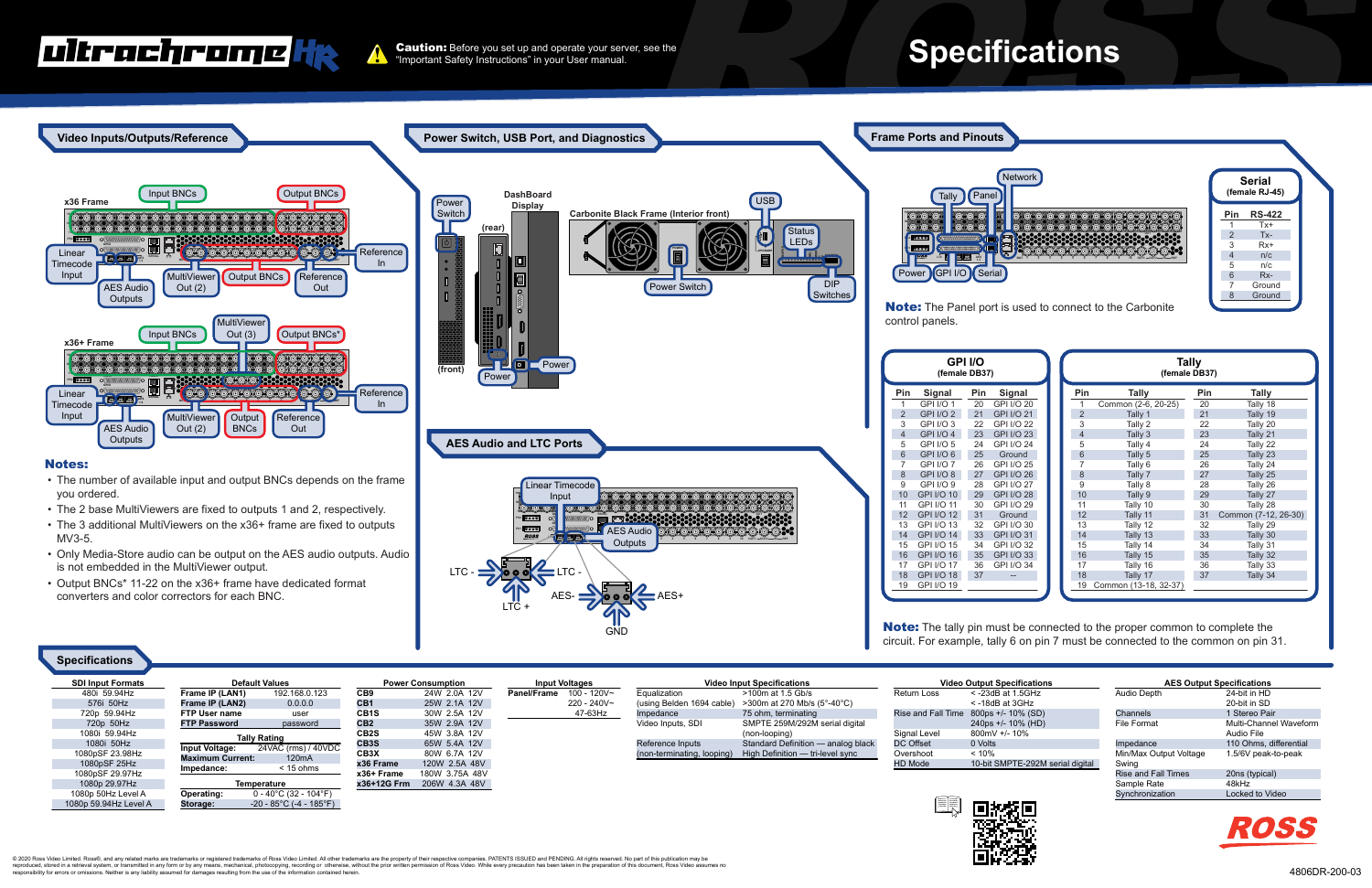# ultrachrome HR — Specifications

**Caution:** Before you set up and operate your server, see the "Important Safety Instructions" in your User manual.

## Video Inputs/Outputs/Reference

x36 Frame: Input BNCs, Output BNCs, Linear Timecode Input, Reference In, AES Audio Outputs, MultiViewer Out (2), Output BNCs, Reference Out

x36+ Frame: Input BNCs, MultiViewer Out (3), Output BNCs*, Linear Timecode Input, Reference In, AES Audio Outputs, MultiViewer Out (2), Output BNCs, Reference Out

### Notes:

- The number of available input and output BNCs depends on the frame you ordered.
- The 2 base MultiViewers are fixed to outputs 1 and 2, respectively.
- The 3 additional MultiViewers on the x36+ frame are fixed to outputs MV3-5.
- Only Media-Store audio can be output on the AES audio outputs. Audio is not embedded in the MultiViewer output.
- Output BNCs* 11-22 on the x36+ frame have dedicated format converters and color correctors for each BNC.

## Power Switch, USB Port, and Diagnostics

Power Switch, DashBoard Display, (rear), (front), Power, Carbonite Black Frame (Interior front), USB, Status LEDs, Power Switch, DIP Switches

## AES Audio and LTC Ports

Linear Timecode Input, AES Audio Outputs, LTC -, LTC -, LTC +, AES-, AES+, GND

## Frame Ports and Pinouts

Network, Tally, Panel, Power, GPI I/O, Serial

**Note:** The Panel port is used to connect to the Carbonite control panels.

### Serial (female RJ-45)

| Pin | RS-422 |
|---|---|
| 1 | Tx+ |
| 2 | Tx- |
| 3 | Rx+ |
| 4 | n/c |
| 5 | n/c |
| 6 | Rx- |
| 7 | Ground |
| 8 | Ground |

### GPI I/O (female DB37)

| Pin | Signal | Pin | Signal |
|---|---|---|---|
| 1 | GPI I/O 1 | 20 | GPI I/O 20 |
| 2 | GPI I/O 2 | 21 | GPI I/O 21 |
| 3 | GPI I/O 3 | 22 | GPI I/O 22 |
| 4 | GPI I/O 4 | 23 | GPI I/O 23 |
| 5 | GPI I/O 5 | 24 | GPI I/O 24 |
| 6 | GPI I/O 6 | 25 | Ground |
| 7 | GPI I/O 7 | 26 | GPI I/O 25 |
| 8 | GPI I/O 8 | 27 | GPI I/O 26 |
| 9 | GPI I/O 9 | 28 | GPI I/O 27 |
| 10 | GPI I/O 10 | 29 | GPI I/O 28 |
| 11 | GPI I/O 11 | 30 | GPI I/O 29 |
| 12 | GPI I/O 12 | 31 | Ground |
| 13 | GPI I/O 13 | 32 | GPI I/O 30 |
| 14 | GPI I/O 14 | 33 | GPI I/O 31 |
| 15 | GPI I/O 15 | 34 | GPI I/O 32 |
| 16 | GPI I/O 16 | 35 | GPI I/O 33 |
| 17 | GPI I/O 17 | 36 | GPI I/O 34 |
| 18 | GPI I/O 18 | 37 | -- |
| 19 | GPI I/O 19 | | |

### Tally (female DB37)

| Pin | Tally | Pin | Tally |
|---|---|---|---|
| 1 | Common (2-6, 20-25) | 20 | Tally 18 |
| 2 | Tally 1 | 21 | Tally 19 |
| 3 | Tally 2 | 22 | Tally 20 |
| 4 | Tally 3 | 23 | Tally 21 |
| 5 | Tally 4 | 24 | Tally 22 |
| 6 | Tally 5 | 25 | Tally 23 |
| 7 | Tally 6 | 26 | Tally 24 |
| 8 | Tally 7 | 27 | Tally 25 |
| 9 | Tally 8 | 28 | Tally 26 |
| 10 | Tally 9 | 29 | Tally 27 |
| 11 | Tally 10 | 30 | Tally 28 |
| 12 | Tally 11 | 31 | Common (7-12, 26-30) |
| 13 | Tally 12 | 32 | Tally 29 |
| 14 | Tally 13 | 33 | Tally 30 |
| 15 | Tally 14 | 34 | Tally 31 |
| 16 | Tally 15 | 35 | Tally 32 |
| 17 | Tally 16 | 36 | Tally 33 |
| 18 | Tally 17 | 37 | Tally 34 |
| 19 | Common (13-18, 32-37) | | |

**Note:** The tally pin must be connected to the proper common to complete the circuit. For example, tally 6 on pin 7 must be connected to the common on pin 31.

## Specifications

### SDI Input Formats

| SDI Input Formats |
|---|
| 480i 59.94Hz |
| 576i 50Hz |
| 720p 59.94Hz |
| 720p 50Hz |
| 1080i 59.94Hz |
| 1080i 50Hz |
| 1080pSF 23.98Hz |
| 1080pSF 25Hz |
| 1080pSF 29.97Hz |
| 1080p 29.97Hz |
| 1080p 50Hz Level A |
| 1080p 59.94Hz Level A |

### Default Values

| Default Values | |
|---|---|
| **Frame IP (LAN1)** | 192.168.0.123 |
| **Frame IP (LAN2)** | 0.0.0.0 |
| **FTP User name** | user |
| **FTP Password** | password |

### Tally Rating

| Tally Rating | |
|---|---|
| **Input Voltage:** | 24VAC (rms) / 40VDC |
| **Maximum Current:** | 120mA |
| **Impedance:** | < 15 ohms |

### Temperature

| Temperature | |
|---|---|
| **Operating:** | 0 - 40°C (32 - 104°F) |
| **Storage:** | -20 - 85°C (-4 - 185°F) |

### Power Consumption

| Power Consumption | | | |
|---|---|---|---|
| CB9 | 24W | 2.0A | 12V |
| CB1 | 25W | 2.1A | 12V |
| CB1S | 30W | 2.5A | 12V |
| CB2 | 35W | 2.9A | 12V |
| CB2S | 45W | 3.8A | 12V |
| CB3S | 65W | 5.4A | 12V |
| CB3X | 80W | 6.7A | 12V |
| **x36 Frame** | 120W | 2.5A | 48V |
| **x36+ Frame** | 180W | 3.75A | 48V |
| **x36+12G Frm** | 206W | 4.3A | 48V |

### Input Voltages

| Input Voltages | |
|---|---|
| **Panel/Frame** | 100 - 120V~ 220 - 240V~ 47-63Hz |

### Video Input Specifications

| Video Input Specifications | |
|---|---|
| Equalization (using Belden 1694 cable) | >100m at 1.5 Gb/s >300m at 270 Mb/s (5°-40°C) |
| Impedance | 75 ohms, terminating |
| Video Inputs, SDI | SMPTE 259M/292M serial digital (non-looping) |
| Reference Inputs (non-terminating, looping) | Standard Definition — analog black High Definition — tri-level sync |

### Video Output Specifications

| Video Output Specifications | |
|---|---|
| Return Loss | < -23dB at 1.5GHz < -18dB at 3GHz |
| Rise and Fall Time | 800ps +/- 10% (SD) 240ps +/- 10% (HD) |
| Signal Level | 800mV +/- 10% |
| DC Offset | 0 Volts |
| Overshoot | < 10% |
| HD Mode | 10-bit SMPTE-292M serial digital |

### AES Output Specifications

| AES Output Specifications | |
|---|---|
| Audio Depth | 24-bit in HD 20-bit in SD |
| Channels | 1 Stereo Pair |
| File Format | Multi-Channel Waveform Audio File |
| Impedance | 110 Ohms, differential |
| Min/Max Output Voltage Swing | 1.5/6V peak-to-peak |
| Rise and Fall Times | 20ns (typical) |
| Sample Rate | 48kHz |
| Synchronization | Locked to Video |

© 2020 Ross Video Limited. Ross®, and any related marks are trademarks or registered trademarks of Ross Video Limited. All other trademarks are the property of their respective companies. PATENTS ISSUED and PENDING. All rights reserved. No part of this publication may be reproduced, stored in a retrieval system, or transmitted in any form or by any means, mechanical, photocopying, recording or otherwise, without the prior written permission of Ross Video. While every precaution has been taken in the preparation of this document, Ross Video assumes no responsibility for errors or omissions. Neither is any liability assumed for damages resulting from the use of the information contained herein.

4806DR-200-03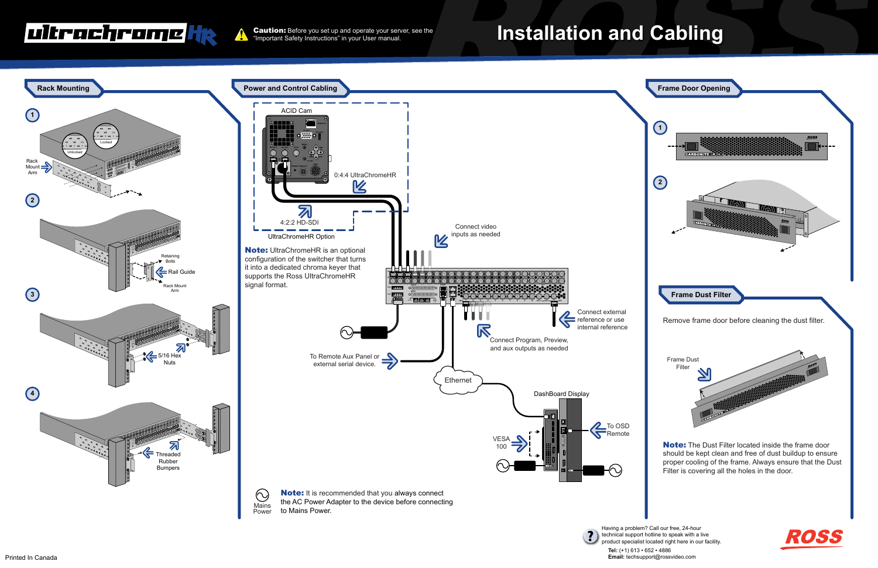# ultrachrome HR

**Caution:** Before you set up and operate your server, see the "Important Safety Instructions" in your User manual.

# Installation and Cabling

## Rack Mounting

1

Unlocked

Locked

Rack Mount Arm

2

Retaining Bolts

Rail Guide

Rack Mount Arm

3

5/16 Hex Nuts

4

Threaded Rubber Bumpers

## Power and Control Cabling

ACID Cam

0:4:4 UltraChromeHR

4:2:2 HD-SDI

UltraChromeHR Option

**Note:** UltraChromeHR is an optional configuration of the switcher that turns it into a dedicated chroma keyer that supports the Ross UltraChromeHR signal format.

Connect video inputs as needed

Connect external reference or use internal reference

Connect Program, Preview, and aux outputs as needed

To Remote Aux Panel or external serial device.

Ethernet

DashBoard Display

To OSD Remote

VESA 100

Mains Power

**Note:** It is recommended that you always connect the AC Power Adapter to the device before connecting to Mains Power.

## Frame Door Opening

1

2

## Frame Dust Filter

Remove frame door before cleaning the dust filter.

Frame Dust Filter

**Note:** The Dust Filter located inside the frame door should be kept clean and free of dust buildup to ensure proper cooling of the frame. Always ensure that the Dust Filter is covering all the holes in the door.

Having a problem? Call our free, 24-hour technical support hotline to speak with a live product specialist located right here in our facility.

**Tel:** (+1) 613 • 652 • 4886

**Email:** techsupport@rossvideo.com

ROSS

Printed In Canada